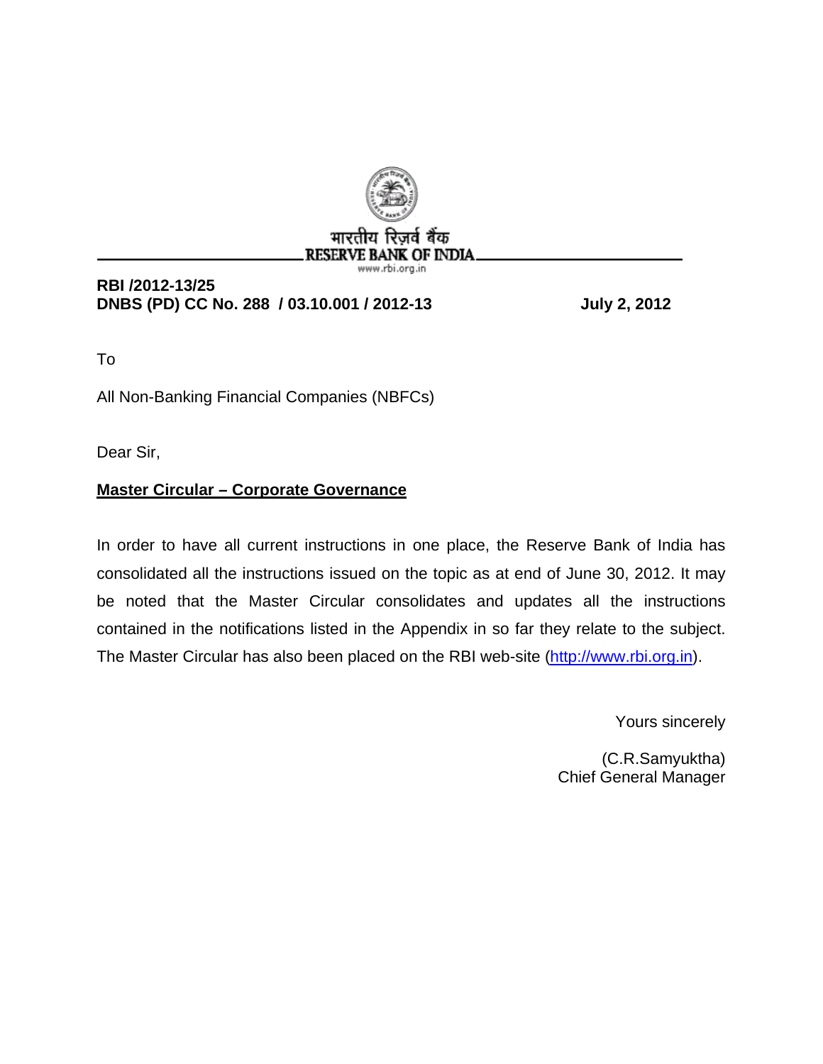भारतीय रिज़र्व बैंक
RESERVE BANK OF INDIA
www.rbi.org.in

**RBI /2012-13/25**
**DNBS (PD) CC No. 288 / 03.10.001 / 2012-13** **July 2, 2012**

To

All Non-Banking Financial Companies (NBFCs)

Dear Sir,

**Master Circular – Corporate Governance**

In order to have all current instructions in one place, the Reserve Bank of India has consolidated all the instructions issued on the topic as at end of June 30, 2012. It may be noted that the Master Circular consolidates and updates all the instructions contained in the notifications listed in the Appendix in so far they relate to the subject. The Master Circular has also been placed on the RBI web-site (http://www.rbi.org.in).

Yours sincerely

(C.R.Samyuktha)
Chief General Manager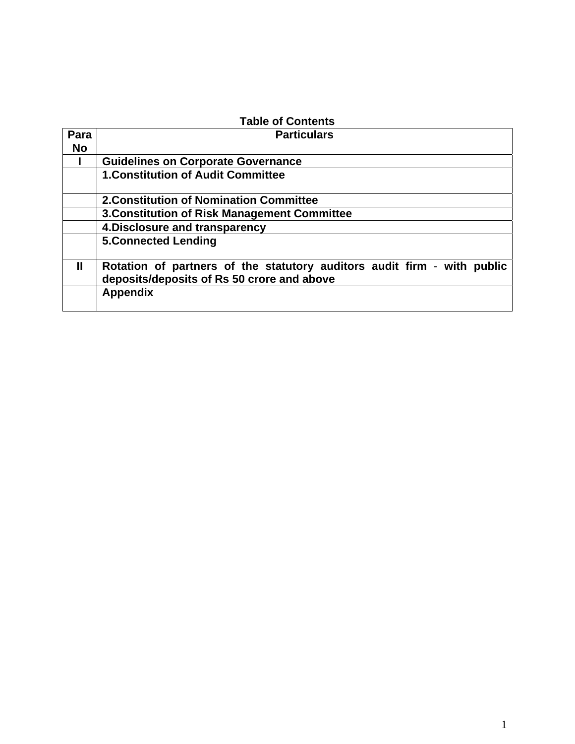**Table of Contents**

| Para No | Particulars |
|---|---|
| **I** | **Guidelines on Corporate Governance** |
| | **1.Constitution of Audit Committee** |
| | **2.Constitution of Nomination Committee** |
| | **3.Constitution of Risk Management Committee** |
| | **4.Disclosure and transparency** |
| | **5.Connected Lending** |
| **II** | **Rotation of partners of the statutory auditors audit firm - with public deposits/deposits of Rs 50 crore and above** |
| | **Appendix** |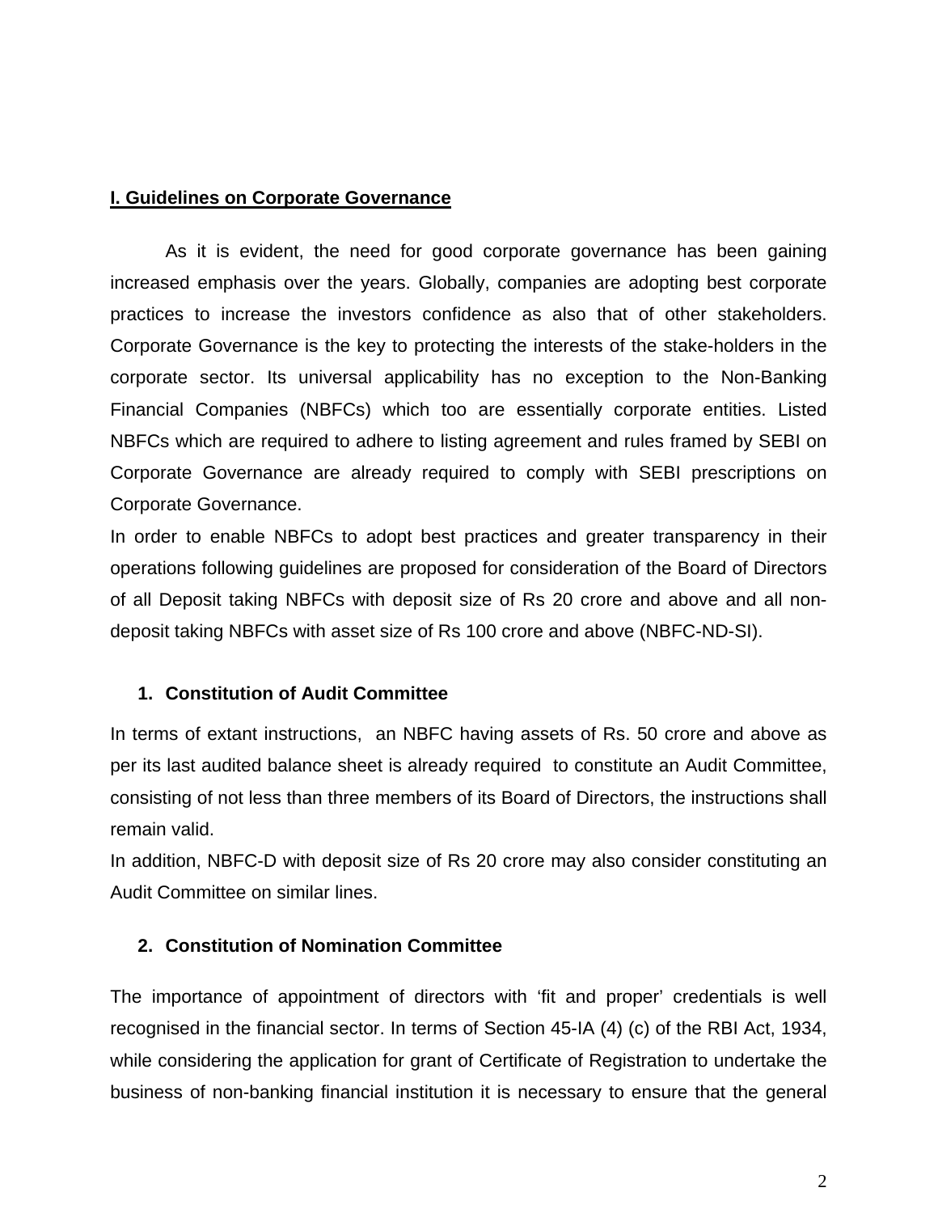## I. Guidelines on Corporate Governance

As it is evident, the need for good corporate governance has been gaining increased emphasis over the years. Globally, companies are adopting best corporate practices to increase the investors confidence as also that of other stakeholders. Corporate Governance is the key to protecting the interests of the stake-holders in the corporate sector. Its universal applicability has no exception to the Non-Banking Financial Companies (NBFCs) which too are essentially corporate entities. Listed NBFCs which are required to adhere to listing agreement and rules framed by SEBI on Corporate Governance are already required to comply with SEBI prescriptions on Corporate Governance.

In order to enable NBFCs to adopt best practices and greater transparency in their operations following guidelines are proposed for consideration of the Board of Directors of all Deposit taking NBFCs with deposit size of Rs 20 crore and above and all non-deposit taking NBFCs with asset size of Rs 100 crore and above (NBFC-ND-SI).

### 1. Constitution of Audit Committee

In terms of extant instructions, an NBFC having assets of Rs. 50 crore and above as per its last audited balance sheet is already required to constitute an Audit Committee, consisting of not less than three members of its Board of Directors, the instructions shall remain valid.

In addition, NBFC-D with deposit size of Rs 20 crore may also consider constituting an Audit Committee on similar lines.

### 2. Constitution of Nomination Committee

The importance of appointment of directors with 'fit and proper' credentials is well recognised in the financial sector. In terms of Section 45-IA (4) (c) of the RBI Act, 1934, while considering the application for grant of Certificate of Registration to undertake the business of non-banking financial institution it is necessary to ensure that the general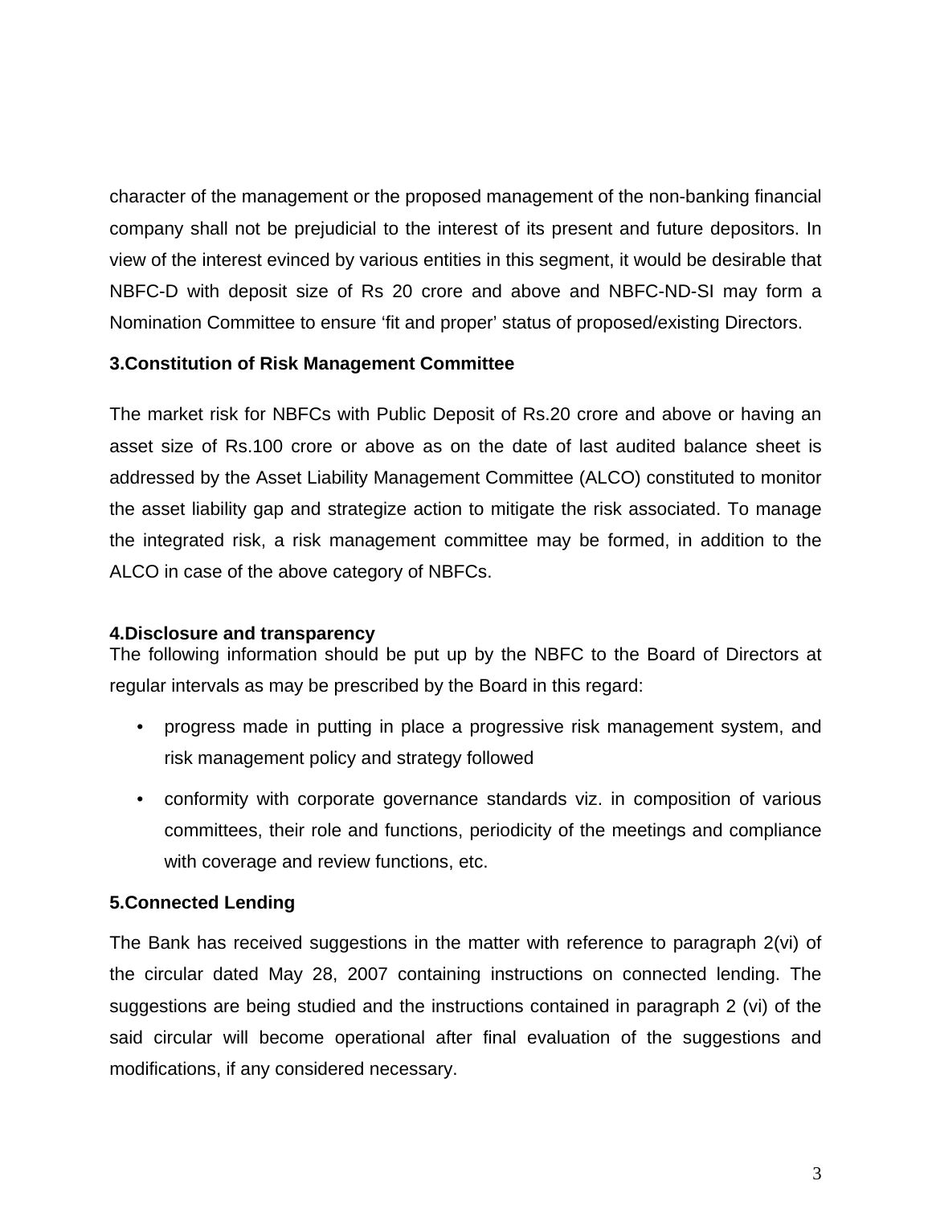character of the management or the proposed management of the non-banking financial company shall not be prejudicial to the interest of its present and future depositors. In view of the interest evinced by various entities in this segment, it would be desirable that NBFC-D with deposit size of Rs 20 crore and above and NBFC-ND-SI may form a Nomination Committee to ensure 'fit and proper' status of proposed/existing Directors.

**3.Constitution of Risk Management Committee**

The market risk for NBFCs with Public Deposit of Rs.20 crore and above or having an asset size of Rs.100 crore or above as on the date of last audited balance sheet is addressed by the Asset Liability Management Committee (ALCO) constituted to monitor the asset liability gap and strategize action to mitigate the risk associated. To manage the integrated risk, a risk management committee may be formed, in addition to the ALCO in case of the above category of NBFCs.

**4.Disclosure and transparency**

The following information should be put up by the NBFC to the Board of Directors at regular intervals as may be prescribed by the Board in this regard:

- progress made in putting in place a progressive risk management system, and risk management policy and strategy followed
- conformity with corporate governance standards viz. in composition of various committees, their role and functions, periodicity of the meetings and compliance with coverage and review functions, etc.

**5.Connected Lending**

The Bank has received suggestions in the matter with reference to paragraph 2(vi) of the circular dated May 28, 2007 containing instructions on connected lending. The suggestions are being studied and the instructions contained in paragraph 2 (vi) of the said circular will become operational after final evaluation of the suggestions and modifications, if any considered necessary.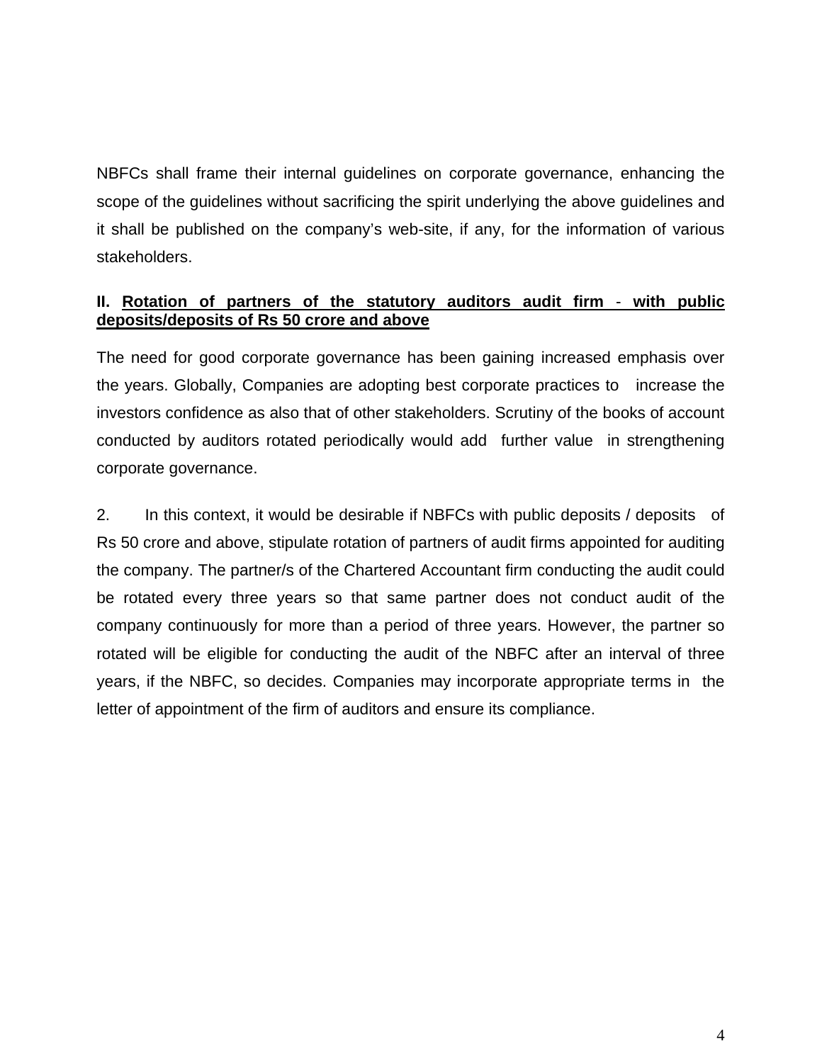NBFCs shall frame their internal guidelines on corporate governance, enhancing the scope of the guidelines without sacrificing the spirit underlying the above guidelines and it shall be published on the company's web-site, if any, for the information of various stakeholders.

**II. Rotation of partners of the statutory auditors audit firm - with public deposits/deposits of Rs 50 crore and above**

The need for good corporate governance has been gaining increased emphasis over the years. Globally, Companies are adopting best corporate practices to increase the investors confidence as also that of other stakeholders. Scrutiny of the books of account conducted by auditors rotated periodically would add further value in strengthening corporate governance.

2. In this context, it would be desirable if NBFCs with public deposits / deposits of Rs 50 crore and above, stipulate rotation of partners of audit firms appointed for auditing the company. The partner/s of the Chartered Accountant firm conducting the audit could be rotated every three years so that same partner does not conduct audit of the company continuously for more than a period of three years. However, the partner so rotated will be eligible for conducting the audit of the NBFC after an interval of three years, if the NBFC, so decides. Companies may incorporate appropriate terms in the letter of appointment of the firm of auditors and ensure its compliance.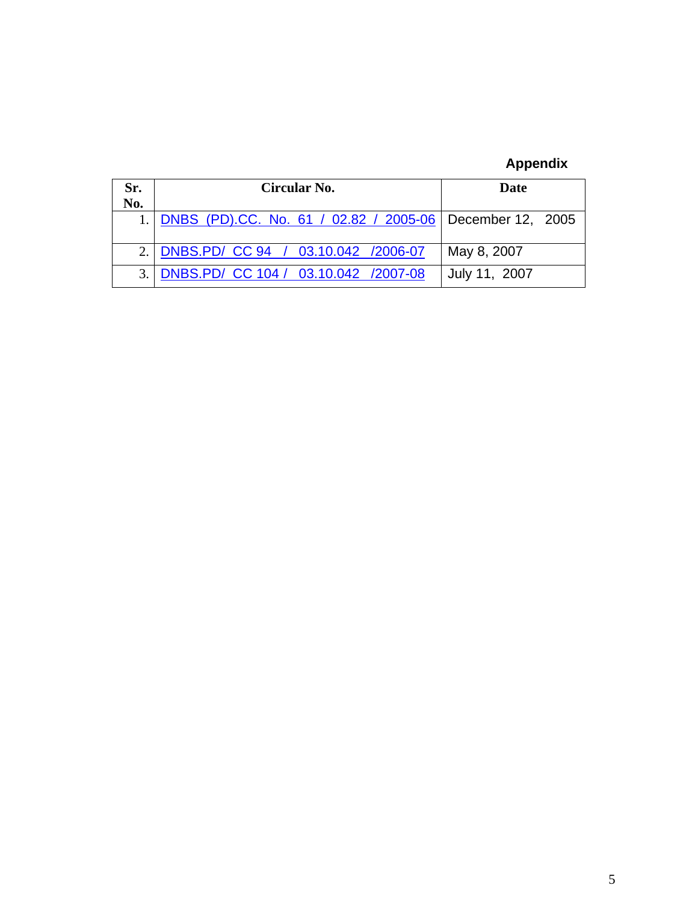**Appendix**

| Sr. No. | Circular No. | Date |
|---|---|---|
| 1. | DNBS (PD).CC. No. 61 / 02.82 / 2005-06 | December 12, 2005 |
| 2. | DNBS.PD/ CC 94 / 03.10.042 /2006-07 | May 8, 2007 |
| 3. | DNBS.PD/ CC 104 / 03.10.042 /2007-08 | July 11, 2007 |